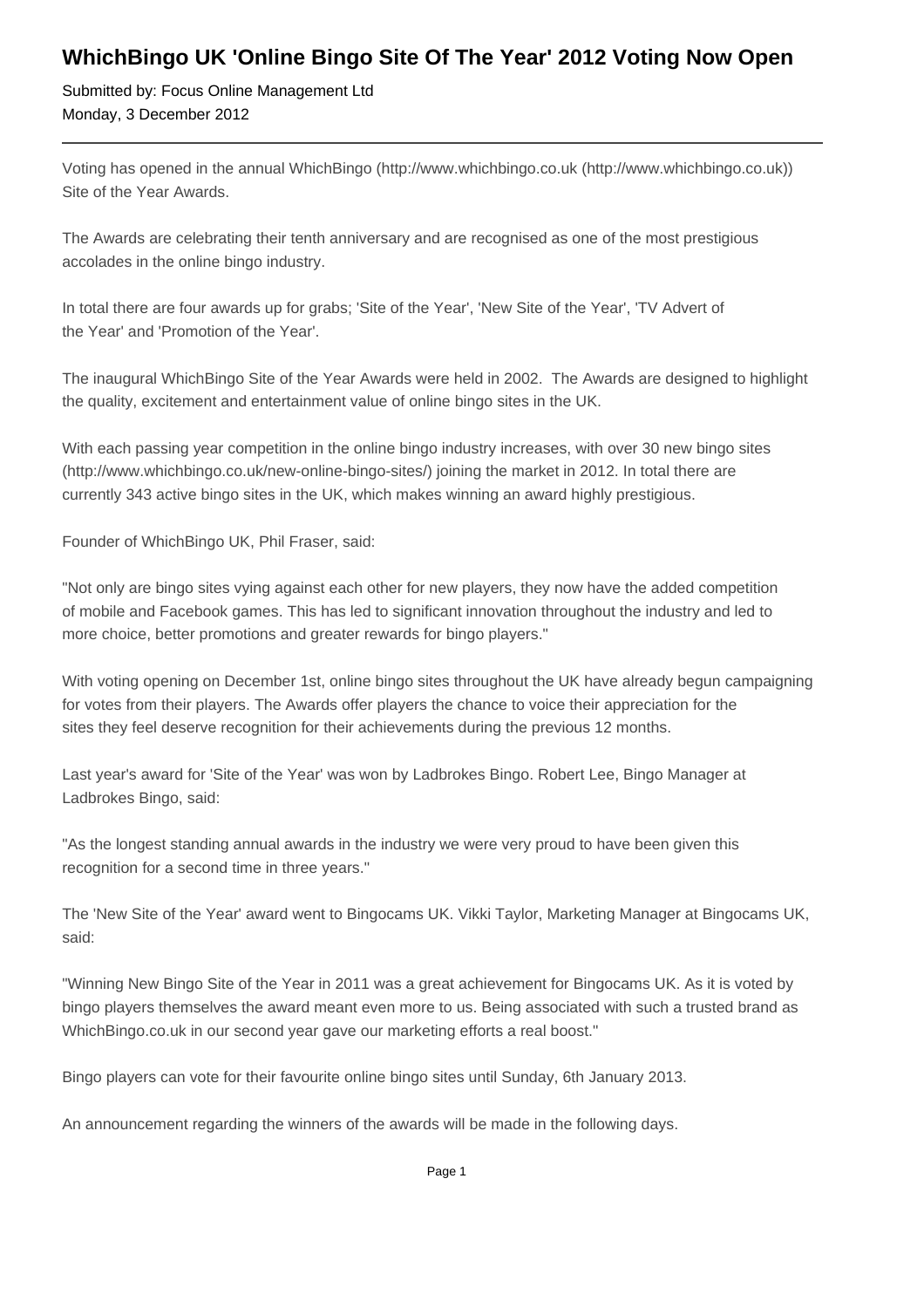# WhichBingo UK 'Online Bingo Site Of The Year' 2012 Voting Now Open

Submitted by: Focus Online Management Ltd
Monday, 3 December 2012

---

Voting has opened in the annual WhichBingo (http://www.whichbingo.co.uk (http://www.whichbingo.co.uk)) Site of the Year Awards.

The Awards are celebrating their tenth anniversary and are recognised as one of the most prestigious accolades in the online bingo industry.

In total there are four awards up for grabs; 'Site of the Year', 'New Site of the Year', 'TV Advert of the Year' and 'Promotion of the Year'.

The inaugural WhichBingo Site of the Year Awards were held in 2002. The Awards are designed to highlight the quality, excitement and entertainment value of online bingo sites in the UK.

With each passing year competition in the online bingo industry increases, with over 30 new bingo sites (http://www.whichbingo.co.uk/new-online-bingo-sites/) joining the market in 2012. In total there are currently 343 active bingo sites in the UK, which makes winning an award highly prestigious.

Founder of WhichBingo UK, Phil Fraser, said:

"Not only are bingo sites vying against each other for new players, they now have the added competition of mobile and Facebook games. This has led to significant innovation throughout the industry and led to more choice, better promotions and greater rewards for bingo players."

With voting opening on December 1st, online bingo sites throughout the UK have already begun campaigning for votes from their players. The Awards offer players the chance to voice their appreciation for the sites they feel deserve recognition for their achievements during the previous 12 months.

Last year's award for 'Site of the Year' was won by Ladbrokes Bingo. Robert Lee, Bingo Manager at Ladbrokes Bingo, said:

"As the longest standing annual awards in the industry we were very proud to have been given this recognition for a second time in three years."

The 'New Site of the Year' award went to Bingocams UK. Vikki Taylor, Marketing Manager at Bingocams UK, said:

"Winning New Bingo Site of the Year in 2011 was a great achievement for Bingocams UK. As it is voted by bingo players themselves the award meant even more to us. Being associated with such a trusted brand as WhichBingo.co.uk in our second year gave our marketing efforts a real boost."

Bingo players can vote for their favourite online bingo sites until Sunday, 6th January 2013.

An announcement regarding the winners of the awards will be made in the following days.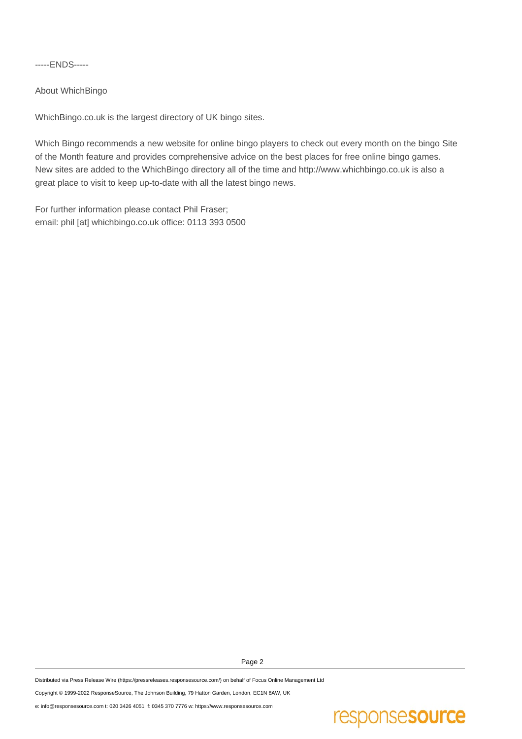-----ENDS-----

About WhichBingo

WhichBingo.co.uk is the largest directory of UK bingo sites.

Which Bingo recommends a new website for online bingo players to check out every month on the bingo Site of the Month feature and provides comprehensive advice on the best places for free online bingo games. New sites are added to the WhichBingo directory all of the time and http://www.whichbingo.co.uk is also a great place to visit to keep up-to-date with all the latest bingo news.

For further information please contact Phil Fraser;
email: phil [at] whichbingo.co.uk office: 0113 393 0500